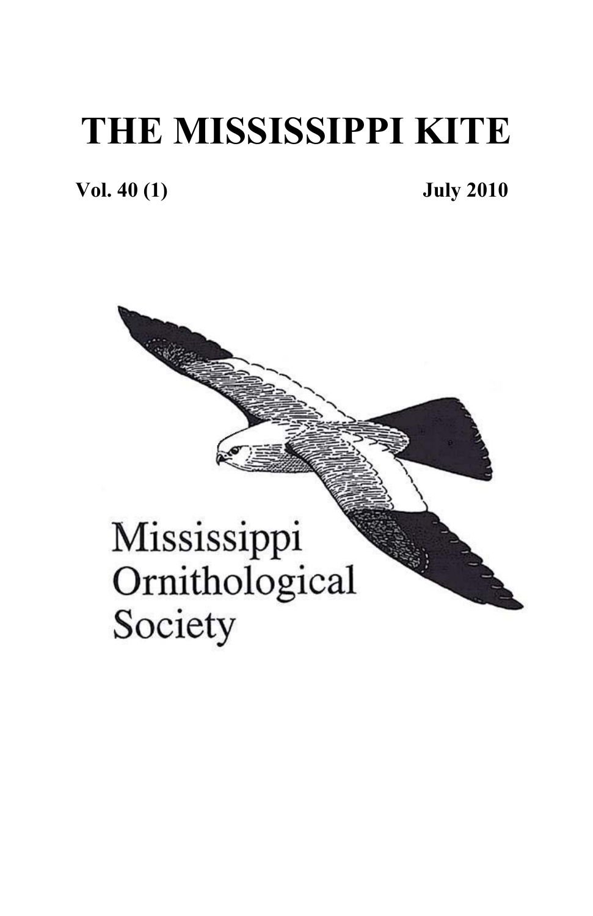# THE MISSISSIPPI KITE

**Vol. 40 (1)** **July 2010**

Mississippi Ornithological Society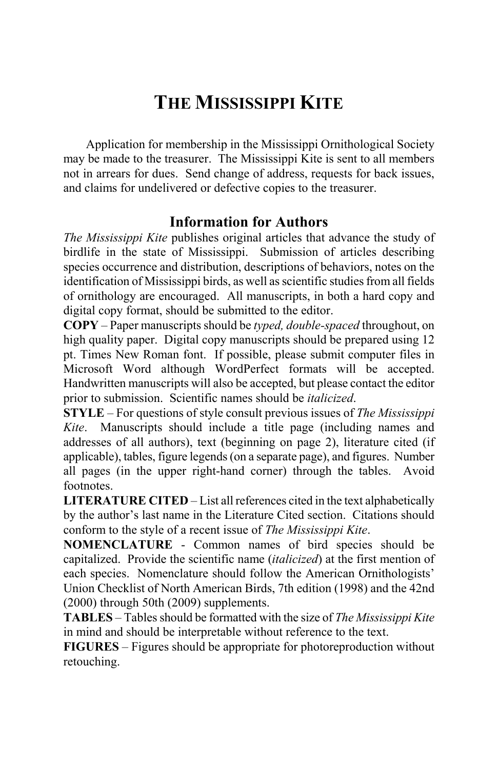# THE MISSISSIPPI KITE

Application for membership in the Mississippi Ornithological Society may be made to the treasurer. The Mississippi Kite is sent to all members not in arrears for dues. Send change of address, requests for back issues, and claims for undelivered or defective copies to the treasurer.

## Information for Authors

*The Mississippi Kite* publishes original articles that advance the study of birdlife in the state of Mississippi. Submission of articles describing species occurrence and distribution, descriptions of behaviors, notes on the identification of Mississippi birds, as well as scientific studies from all fields of ornithology are encouraged. All manuscripts, in both a hard copy and digital copy format, should be submitted to the editor.

**COPY** – Paper manuscripts should be *typed, double-spaced* throughout, on high quality paper. Digital copy manuscripts should be prepared using 12 pt. Times New Roman font. If possible, please submit computer files in Microsoft Word although WordPerfect formats will be accepted. Handwritten manuscripts will also be accepted, but please contact the editor prior to submission. Scientific names should be *italicized*.

**STYLE** – For questions of style consult previous issues of *The Mississippi Kite*. Manuscripts should include a title page (including names and addresses of all authors), text (beginning on page 2), literature cited (if applicable), tables, figure legends (on a separate page), and figures. Number all pages (in the upper right-hand corner) through the tables. Avoid footnotes.

**LITERATURE CITED** – List all references cited in the text alphabetically by the author's last name in the Literature Cited section. Citations should conform to the style of a recent issue of *The Mississippi Kite*.

**NOMENCLATURE** - Common names of bird species should be capitalized. Provide the scientific name (*italicized*) at the first mention of each species. Nomenclature should follow the American Ornithologists' Union Checklist of North American Birds, 7th edition (1998) and the 42nd (2000) through 50th (2009) supplements.

**TABLES** – Tables should be formatted with the size of *The Mississippi Kite* in mind and should be interpretable without reference to the text.

**FIGURES** – Figures should be appropriate for photoreproduction without retouching.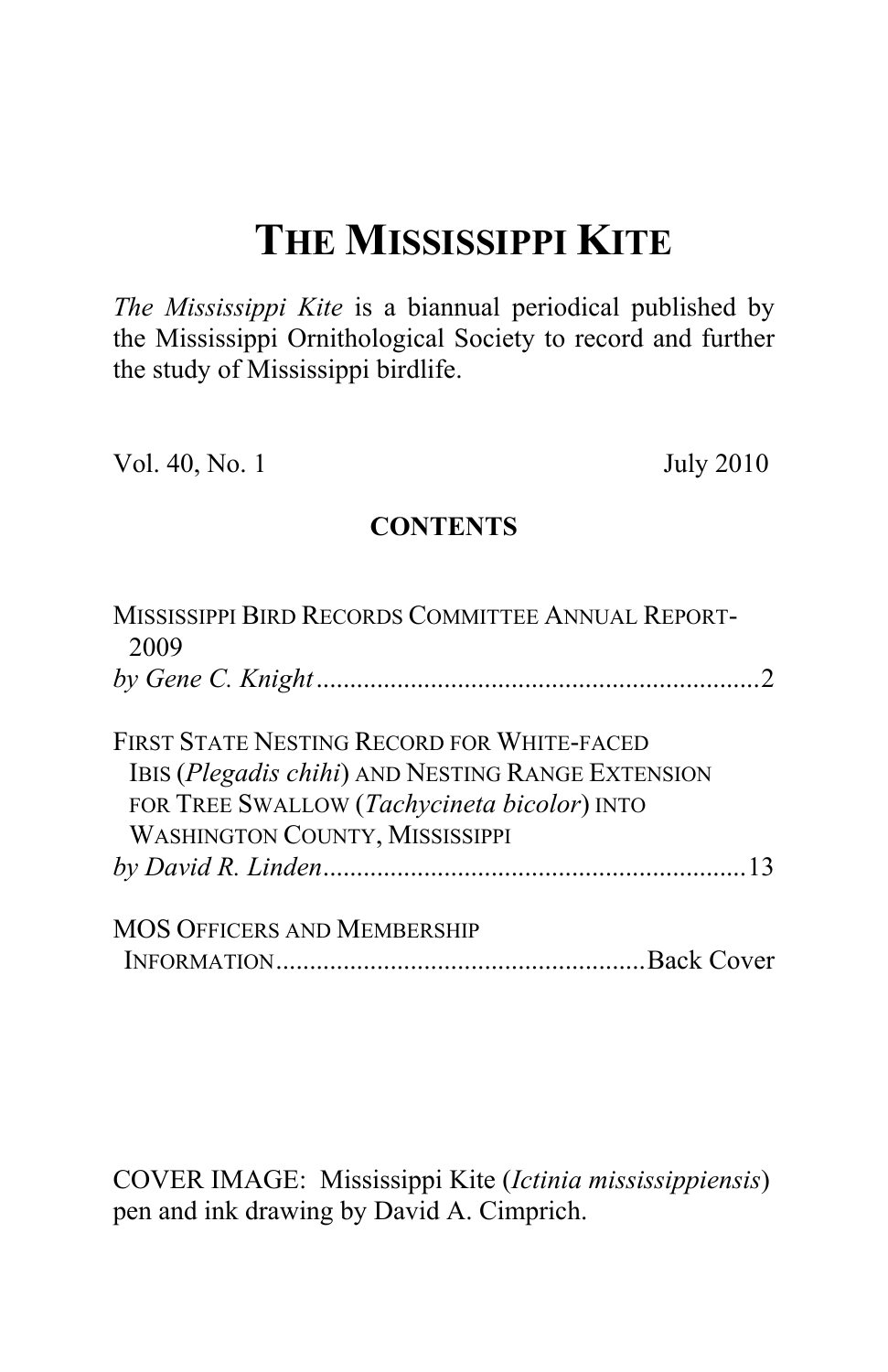# THE MISSISSIPPI KITE

*The Mississippi Kite* is a biannual periodical published by the Mississippi Ornithological Society to record and further the study of Mississippi birdlife.

Vol. 40, No. 1 July 2010

## CONTENTS

MISSISSIPPI BIRD RECORDS COMMITTEE ANNUAL REPORT-2009
*by Gene C. Knight* .................................................................2

FIRST STATE NESTING RECORD FOR WHITE-FACED IBIS (*Plegadis chihi*) AND NESTING RANGE EXTENSION FOR TREE SWALLOW (*Tachycineta bicolor*) INTO WASHINGTON COUNTY, MISSISSIPPI
*by David R. Linden*...............................................................13

MOS OFFICERS AND MEMBERSHIP INFORMATION......................................................Back Cover

COVER IMAGE: Mississippi Kite (*Ictinia mississippiensis*) pen and ink drawing by David A. Cimprich.